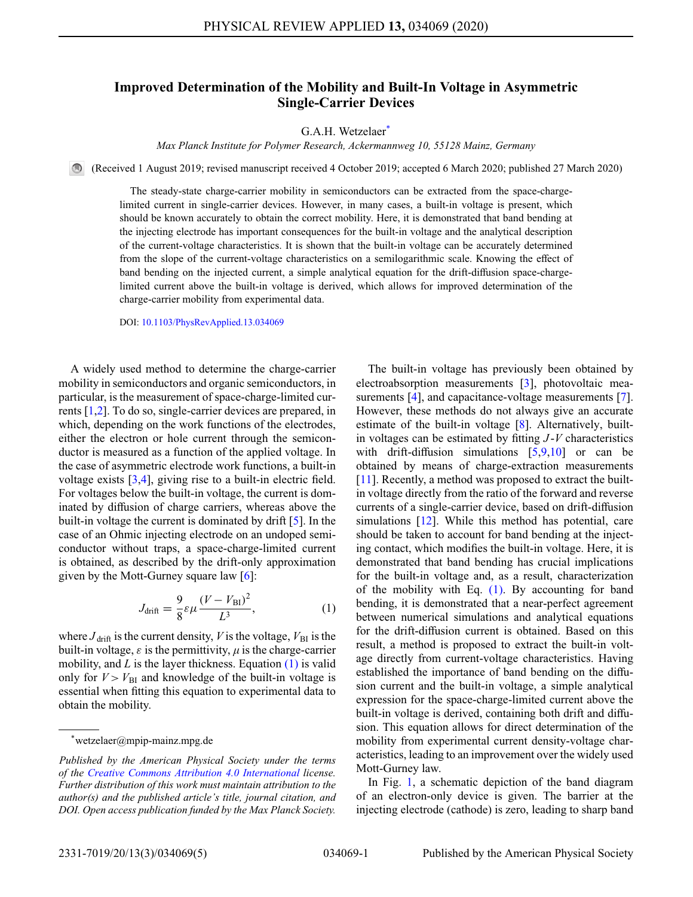# Improved Determination of the Mobility and Built-In Voltage in Asymmetric Single-Carrier Devices

G.A.H. Wetzelaer[*]

*Max Planck Institute for Polymer Research, Ackermannweg 10, 55128 Mainz, Germany*

(Received 1 August 2019; revised manuscript received 4 October 2019; accepted 6 March 2020; published 27 March 2020)

The steady-state charge-carrier mobility in semiconductors can be extracted from the space-charge-limited current in single-carrier devices. However, in many cases, a built-in voltage is present, which should be known accurately to obtain the correct mobility. Here, it is demonstrated that band bending at the injecting electrode has important consequences for the built-in voltage and the analytical description of the current-voltage characteristics. It is shown that the built-in voltage can be accurately determined from the slope of the current-voltage characteristics on a semilogarithmic scale. Knowing the effect of band bending on the injected current, a simple analytical equation for the drift-diffusion space-charge-limited current above the built-in voltage is derived, which allows for improved determination of the charge-carrier mobility from experimental data.

DOI: 10.1103/PhysRevApplied.13.034069

A widely used method to determine the charge-carrier mobility in semiconductors and organic semiconductors, in particular, is the measurement of space-charge-limited currents [1,2]. To do so, single-carrier devices are prepared, in which, depending on the work functions of the electrodes, either the electron or hole current through the semiconductor is measured as a function of the applied voltage. In the case of asymmetric electrode work functions, a built-in voltage exists [3,4], giving rise to a built-in electric field. For voltages below the built-in voltage, the current is dominated by diffusion of charge carriers, whereas above the built-in voltage the current is dominated by drift [5]. In the case of an Ohmic injecting electrode on an undoped semiconductor without traps, a space-charge-limited current is obtained, as described by the drift-only approximation given by the Mott-Gurney square law [6]:

$$J_{\text{drift}} = \frac{9}{8}\varepsilon\mu\frac{(V - V_{\text{BI}})^2}{L^3}, \tag{1}$$

where $J_{\text{drift}}$ is the current density, $V$ is the voltage, $V_{\text{BI}}$ is the built-in voltage, $\varepsilon$ is the permittivity, $\mu$ is the charge-carrier mobility, and $L$ is the layer thickness. Equation (1) is valid only for $V > V_{\text{BI}}$ and knowledge of the built-in voltage is essential when fitting this equation to experimental data to obtain the mobility.

The built-in voltage has previously been obtained by electroabsorption measurements [3], photovoltaic measurements [4], and capacitance-voltage measurements [7]. However, these methods do not always give an accurate estimate of the built-in voltage [8]. Alternatively, built-in voltages can be estimated by fitting $J$-$V$ characteristics with drift-diffusion simulations [5,9,10] or can be obtained by means of charge-extraction measurements [11]. Recently, a method was proposed to extract the built-in voltage directly from the ratio of the forward and reverse currents of a single-carrier device, based on drift-diffusion simulations [12]. While this method has potential, care should be taken to account for band bending at the injecting contact, which modifies the built-in voltage. Here, it is demonstrated that band bending has crucial implications for the built-in voltage and, as a result, characterization of the mobility with Eq. (1). By accounting for band bending, it is demonstrated that a near-perfect agreement between numerical simulations and analytical equations for the drift-diffusion current is obtained. Based on this result, a method is proposed to extract the built-in voltage directly from current-voltage characteristics. Having established the importance of band bending on the diffusion current and the built-in voltage, a simple analytical expression for the space-charge-limited current above the built-in voltage is derived, containing both drift and diffusion. This equation allows for direct determination of the mobility from experimental current density-voltage characteristics, leading to an improvement over the widely used Mott-Gurney law.

In Fig. 1, a schematic depiction of the band diagram of an electron-only device is given. The barrier at the injecting electrode (cathode) is zero, leading to sharp band

---

[*] wetzelaer@mpip-mainz.mpg.de

*Published by the American Physical Society under the terms of the Creative Commons Attribution 4.0 International license. Further distribution of this work must maintain attribution to the author(s) and the published article's title, journal citation, and DOI. Open access publication funded by the Max Planck Society.*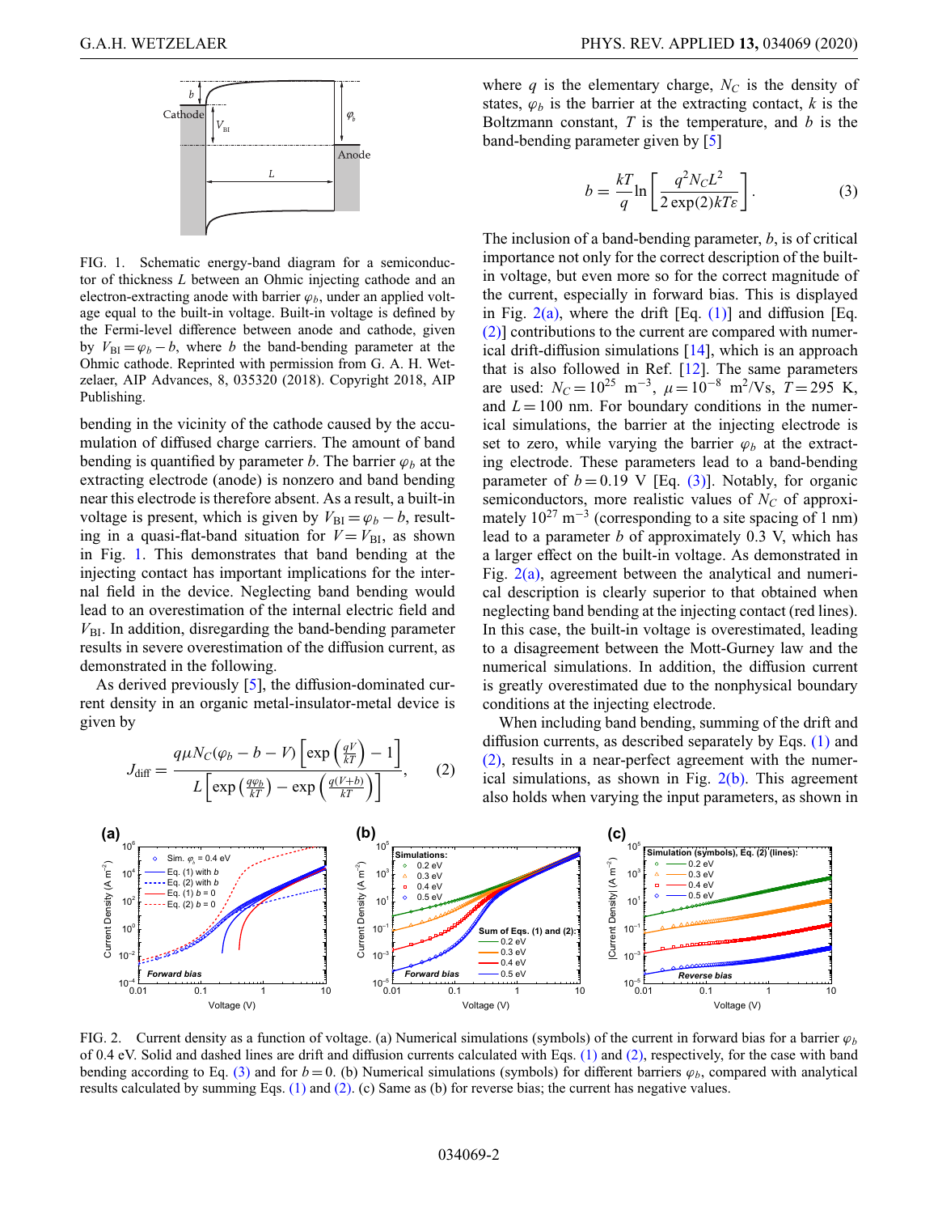FIG. 1. Schematic energy-band diagram for a semiconductor of thickness $L$ between an Ohmic injecting cathode and an electron-extracting anode with barrier $\varphi_b$, under an applied voltage equal to the built-in voltage. Built-in voltage is defined by the Fermi-level difference between anode and cathode, given by $V_{\mathrm{BI}} = \varphi_b - b$, where $b$ the band-bending parameter at the Ohmic cathode. Reprinted with permission from G. A. H. Wetzelaer, AIP Advances, 8, 035320 (2018). Copyright 2018, AIP Publishing.

bending in the vicinity of the cathode caused by the accumulation of diffused charge carriers. The amount of band bending is quantified by parameter $b$. The barrier $\varphi_b$ at the extracting electrode (anode) is nonzero and band bending near this electrode is therefore absent. As a result, a built-in voltage is present, which is given by $V_{\mathrm{BI}} = \varphi_b - b$, resulting in a quasi-flat-band situation for $V = V_{\mathrm{BI}}$, as shown in Fig. 1. This demonstrates that band bending at the injecting contact has important implications for the internal field in the device. Neglecting band bending would lead to an overestimation of the internal electric field and $V_{\mathrm{BI}}$. In addition, disregarding the band-bending parameter results in severe overestimation of the diffusion current, as demonstrated in the following.

As derived previously [5], the diffusion-dominated current density in an organic metal-insulator-metal device is given by

$$J_{\mathrm{diff}} = \frac{q\mu N_C(\varphi_b - b - V)\left[\exp\left(\frac{qV}{kT}\right) - 1\right]}{L\left[\exp\left(\frac{q\varphi_b}{kT}\right) - \exp\left(\frac{q(V+b)}{kT}\right)\right]}, \tag{2}$$

where $q$ is the elementary charge, $N_C$ is the density of states, $\varphi_b$ is the barrier at the extracting contact, $k$ is the Boltzmann constant, $T$ is the temperature, and $b$ is the band-bending parameter given by [5]

$$b = \frac{kT}{q}\ln\left[\frac{q^2 N_C L^2}{2\exp(2)kT\varepsilon}\right]. \tag{3}$$

The inclusion of a band-bending parameter, $b$, is of critical importance not only for the correct description of the built-in voltage, but even more so for the correct magnitude of the current, especially in forward bias. This is displayed in Fig. 2(a), where the drift [Eq. (1)] and diffusion [Eq. (2)] contributions to the current are compared with numerical drift-diffusion simulations [14], which is an approach that is also followed in Ref. [12]. The same parameters are used: $N_C = 10^{25}$ m$^{-3}$, $\mu = 10^{-8}$ m$^2$/Vs, $T = 295$ K, and $L = 100$ nm. For boundary conditions in the numerical simulations, the barrier at the injecting electrode is set to zero, while varying the barrier $\varphi_b$ at the extracting electrode. These parameters lead to a band-bending parameter of $b = 0.19$ V [Eq. (3)]. Notably, for organic semiconductors, more realistic values of $N_C$ of approximately $10^{27}$ m$^{-3}$ (corresponding to a site spacing of 1 nm) lead to a parameter $b$ of approximately 0.3 V, which has a larger effect on the built-in voltage. As demonstrated in Fig. 2(a), agreement between the analytical and numerical description is clearly superior to that obtained when neglecting band bending at the injecting contact (red lines). In this case, the built-in voltage is overestimated, leading to a disagreement between the Mott-Gurney law and the numerical simulations. In addition, the diffusion current is greatly overestimated due to the nonphysical boundary conditions at the injecting electrode.

When including band bending, summing of the drift and diffusion currents, as described separately by Eqs. (1) and (2), results in a near-perfect agreement with the numerical simulations, as shown in Fig. 2(b). This agreement also holds when varying the input parameters, as shown in

FIG. 2. Current density as a function of voltage. (a) Numerical simulations (symbols) of the current in forward bias for a barrier $\varphi_b$ of 0.4 eV. Solid and dashed lines are drift and diffusion currents calculated with Eqs. (1) and (2), respectively, for the case with band bending according to Eq. (3) and for $b = 0$. (b) Numerical simulations (symbols) for different barriers $\varphi_b$, compared with analytical results calculated by summing Eqs. (1) and (2). (c) Same as (b) for reverse bias; the current has negative values.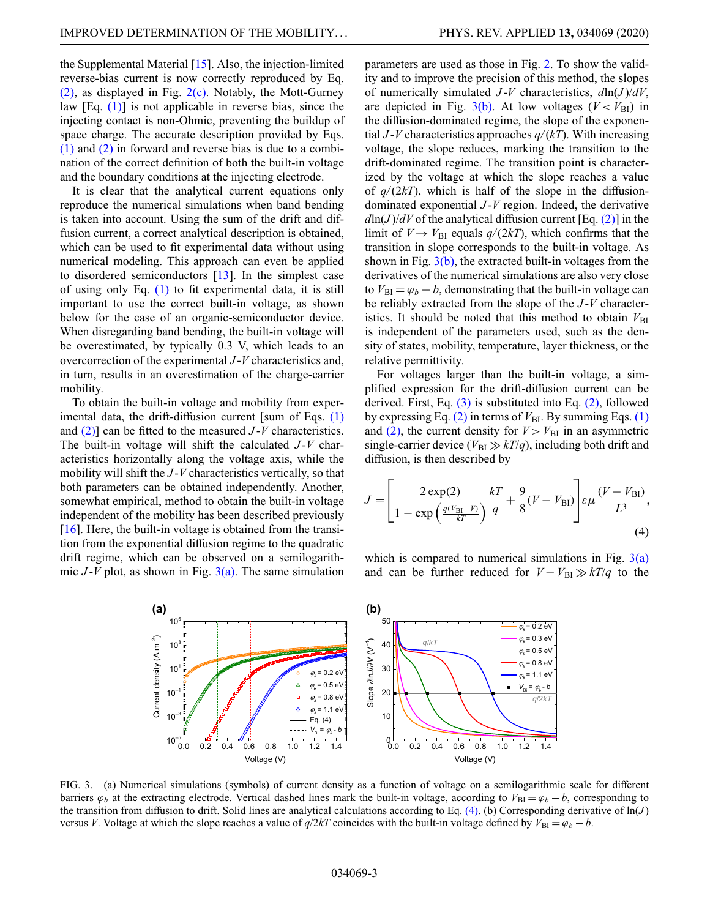the Supplemental Material [15]. Also, the injection-limited reverse-bias current is now correctly reproduced by Eq. (2), as displayed in Fig. 2(c). Notably, the Mott-Gurney law [Eq. (1)] is not applicable in reverse bias, since the injecting contact is non-Ohmic, preventing the buildup of space charge. The accurate description provided by Eqs. (1) and (2) in forward and reverse bias is due to a combination of the correct definition of both the built-in voltage and the boundary conditions at the injecting electrode.

It is clear that the analytical current equations only reproduce the numerical simulations when band bending is taken into account. Using the sum of the drift and diffusion current, a correct analytical description is obtained, which can be used to fit experimental data without using numerical modeling. This approach can even be applied to disordered semiconductors [13]. In the simplest case of using only Eq. (1) to fit experimental data, it is still important to use the correct built-in voltage, as shown below for the case of an organic-semiconductor device. When disregarding band bending, the built-in voltage will be overestimated, by typically 0.3 V, which leads to an overcorrection of the experimental $J$-$V$ characteristics and, in turn, results in an overestimation of the charge-carrier mobility.

To obtain the built-in voltage and mobility from experimental data, the drift-diffusion current [sum of Eqs. (1) and (2)] can be fitted to the measured $J$-$V$ characteristics. The built-in voltage will shift the calculated $J$-$V$ characteristics horizontally along the voltage axis, while the mobility will shift the $J$-$V$ characteristics vertically, so that both parameters can be obtained independently. Another, somewhat empirical, method to obtain the built-in voltage independent of the mobility has been described previously [16]. Here, the built-in voltage is obtained from the transition from the exponential diffusion regime to the quadratic drift regime, which can be observed on a semilogarithmic $J$-$V$ plot, as shown in Fig. 3(a). The same simulation parameters are used as those in Fig. 2. To show the validity and to improve the precision of this method, the slopes of numerically simulated $J$-$V$ characteristics, $d\ln(J)/dV$, are depicted in Fig. 3(b). At low voltages ($V < V_{\mathrm{BI}}$) in the diffusion-dominated regime, the slope of the exponential $J$-$V$ characteristics approaches $q/(kT)$. With increasing voltage, the slope reduces, marking the transition to the drift-dominated regime. The transition point is characterized by the voltage at which the slope reaches a value of $q/(2kT)$, which is half of the slope in the diffusion-dominated exponential $J$-$V$ region. Indeed, the derivative $d\ln(J)/dV$ of the analytical diffusion current [Eq. (2)] in the limit of $V \rightarrow V_{\mathrm{BI}}$ equals $q/(2kT)$, which confirms that the transition in slope corresponds to the built-in voltage. As shown in Fig. 3(b), the extracted built-in voltages from the derivatives of the numerical simulations are also very close to $V_{\mathrm{BI}} = \varphi_b - b$, demonstrating that the built-in voltage can be reliably extracted from the slope of the $J$-$V$ characteristics. It should be noted that this method to obtain $V_{\mathrm{BI}}$ is independent of the parameters used, such as the density of states, mobility, temperature, layer thickness, or the relative permittivity.

For voltages larger than the built-in voltage, a simplified expression for the drift-diffusion current can be derived. First, Eq. (3) is substituted into Eq. (2), followed by expressing Eq. (2) in terms of $V_{\mathrm{BI}}$. By summing Eqs. (1) and (2), the current density for $V > V_{\mathrm{BI}}$ in an asymmetric single-carrier device ($V_{\mathrm{BI}} \gg kT/q$), including both drift and diffusion, is then described by

$$J = \left[ \frac{2\exp(2)}{1 - \exp\left(\frac{q(V_{\mathrm{BI}} - V)}{kT}\right)} \frac{kT}{q} + \frac{9}{8}(V - V_{\mathrm{BI}}) \right] \varepsilon\mu \frac{(V - V_{\mathrm{BI}})}{L^3}, \tag{4}$$

which is compared to numerical simulations in Fig. 3(a) and can be further reduced for $V - V_{\mathrm{BI}} \gg kT/q$ to the

FIG. 3. (a) Numerical simulations (symbols) of current density as a function of voltage on a semilogarithmic scale for different barriers $\varphi_b$ at the extracting electrode. Vertical dashed lines mark the built-in voltage, according to $V_{\mathrm{BI}} = \varphi_b - b$, corresponding to the transition from diffusion to drift. Solid lines are analytical calculations according to Eq. (4). (b) Corresponding derivative of $\ln(J)$ versus $V$. Voltage at which the slope reaches a value of $q/2kT$ coincides with the built-in voltage defined by $V_{\mathrm{BI}} = \varphi_b - b$.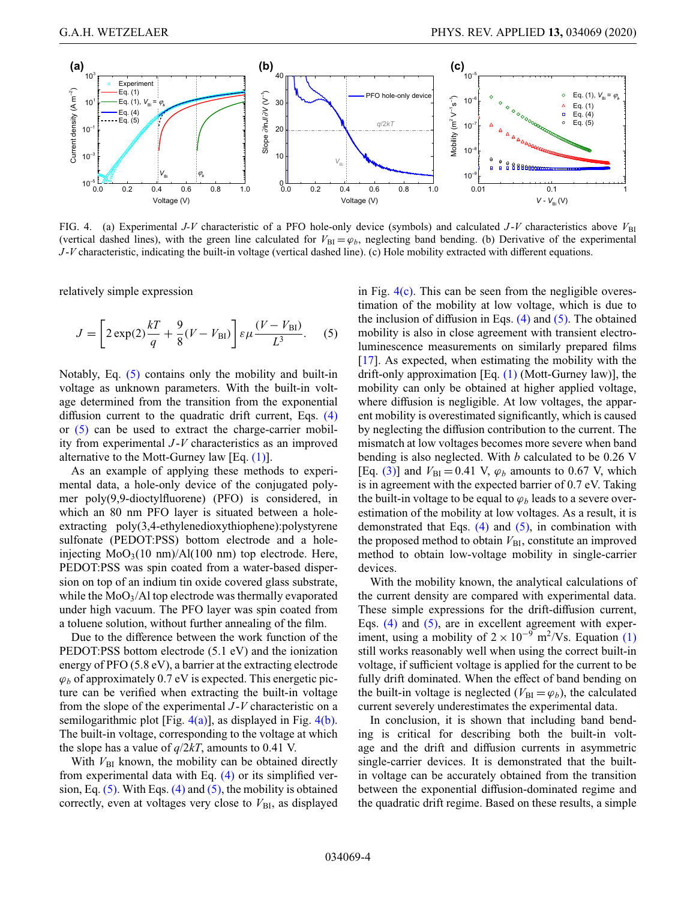FIG. 4. (a) Experimental $J$-$V$ characteristic of a PFO hole-only device (symbols) and calculated $J$-$V$ characteristics above $V_{\mathrm{BI}}$ (vertical dashed lines), with the green line calculated for $V_{\mathrm{BI}} = \varphi_b$, neglecting band bending. (b) Derivative of the experimental $J$-$V$ characteristic, indicating the built-in voltage (vertical dashed line). (c) Hole mobility extracted with different equations.

relatively simple expression

$$J = \left[2\exp(2)\frac{kT}{q} + \frac{9}{8}(V - V_{\mathrm{BI}})\right]\varepsilon\mu\frac{(V - V_{\mathrm{BI}})}{L^3}. \quad (5)$$

Notably, Eq. (5) contains only the mobility and built-in voltage as unknown parameters. With the built-in voltage determined from the transition from the exponential diffusion current to the quadratic drift current, Eqs. (4) or (5) can be used to extract the charge-carrier mobility from experimental $J$-$V$ characteristics as an improved alternative to the Mott-Gurney law [Eq. (1)].

As an example of applying these methods to experimental data, a hole-only device of the conjugated polymer poly(9,9-dioctylfluorene) (PFO) is considered, in which an 80 nm PFO layer is situated between a hole-extracting poly(3,4-ethylenedioxythiophene):polystyrene sulfonate (PEDOT:PSS) bottom electrode and a hole-injecting $MoO_3$(10 nm)/Al(100 nm) top electrode. Here, PEDOT:PSS was spin coated from a water-based dispersion on top of an indium tin oxide covered glass substrate, while the $MoO_3$/Al top electrode was thermally evaporated under high vacuum. The PFO layer was spin coated from a toluene solution, without further annealing of the film.

Due to the difference between the work function of the PEDOT:PSS bottom electrode (5.1 eV) and the ionization energy of PFO (5.8 eV), a barrier at the extracting electrode $\varphi_b$ of approximately 0.7 eV is expected. This energetic picture can be verified when extracting the built-in voltage from the slope of the experimental $J$-$V$ characteristic on a semilogarithmic plot [Fig. 4(a)], as displayed in Fig. 4(b). The built-in voltage, corresponding to the voltage at which the slope has a value of $q/2kT$, amounts to 0.41 V.

With $V_{\mathrm{BI}}$ known, the mobility can be obtained directly from experimental data with Eq. (4) or its simplified version, Eq. (5). With Eqs. (4) and (5), the mobility is obtained correctly, even at voltages very close to $V_{\mathrm{BI}}$, as displayed in Fig. 4(c). This can be seen from the negligible overestimation of the mobility at low voltage, which is due to the inclusion of diffusion in Eqs. (4) and (5). The obtained mobility is also in close agreement with transient electroluminescence measurements on similarly prepared films [17]. As expected, when estimating the mobility with the drift-only approximation [Eq. (1) (Mott-Gurney law)], the mobility can only be obtained at higher applied voltage, where diffusion is negligible. At low voltages, the apparent mobility is overestimated significantly, which is caused by neglecting the diffusion contribution to the current. The mismatch at low voltages becomes more severe when band bending is also neglected. With $b$ calculated to be 0.26 V [Eq. (3)] and $V_{\mathrm{BI}} = 0.41$ V, $\varphi_b$ amounts to 0.67 V, which is in agreement with the expected barrier of 0.7 eV. Taking the built-in voltage to be equal to $\varphi_b$ leads to a severe overestimation of the mobility at low voltages. As a result, it is demonstrated that Eqs. (4) and (5), in combination with the proposed method to obtain $V_{\mathrm{BI}}$, constitute an improved method to obtain low-voltage mobility in single-carrier devices.

With the mobility known, the analytical calculations of the current density are compared with experimental data. These simple expressions for the drift-diffusion current, Eqs. (4) and (5), are in excellent agreement with experiment, using a mobility of $2 \times 10^{-9}$ $\mathrm{m^2/Vs}$. Equation (1) still works reasonably well when using the correct built-in voltage, if sufficient voltage is applied for the current to be fully drift dominated. When the effect of band bending on the built-in voltage is neglected ($V_{\mathrm{BI}} = \varphi_b$), the calculated current severely underestimates the experimental data.

In conclusion, it is shown that including band bending is critical for describing both the built-in voltage and the drift and diffusion currents in asymmetric single-carrier devices. It is demonstrated that the built-in voltage can be accurately obtained from the transition between the exponential diffusion-dominated regime and the quadratic drift regime. Based on these results, a simple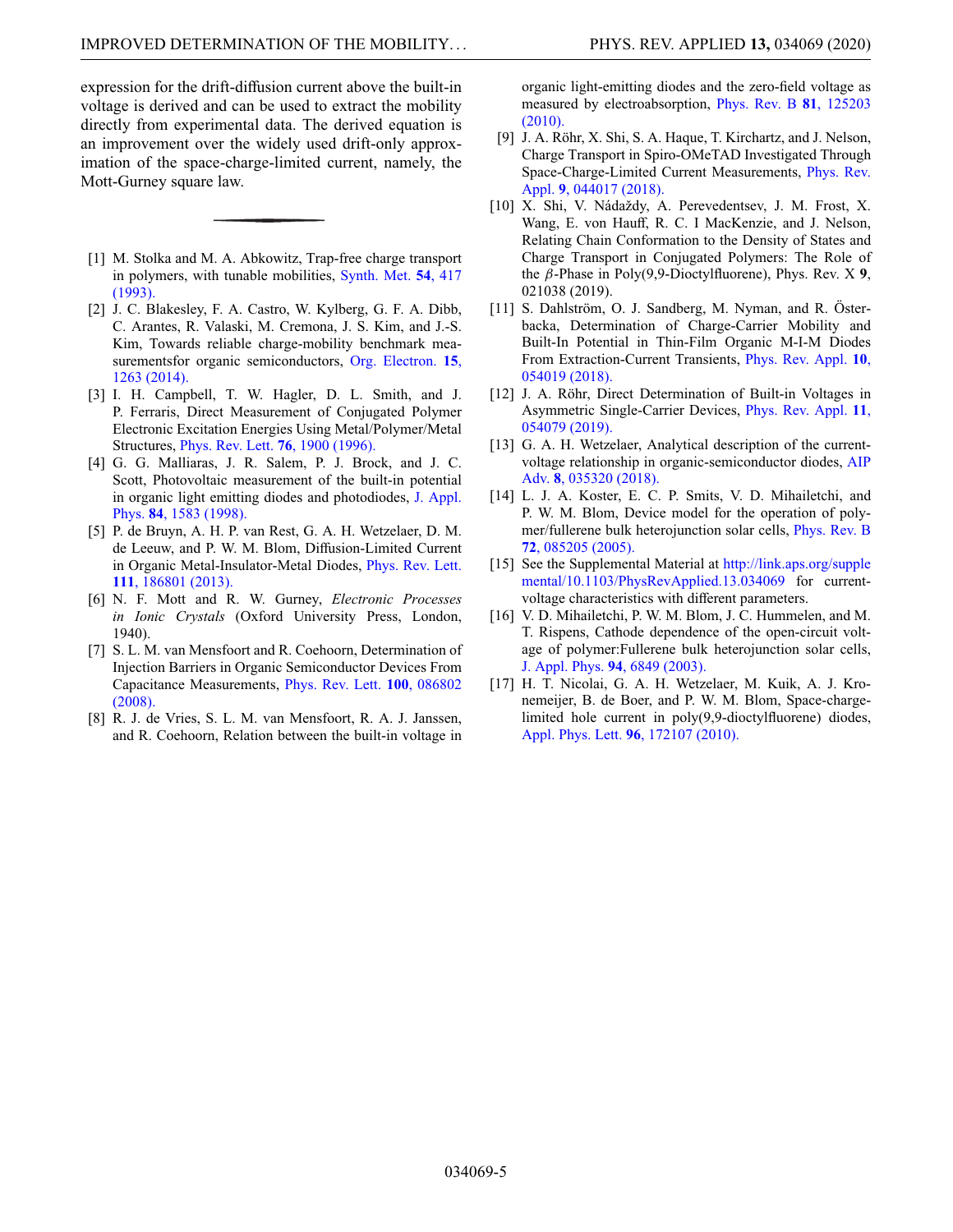expression for the drift-diffusion current above the built-in voltage is derived and can be used to extract the mobility directly from experimental data. The derived equation is an improvement over the widely used drift-only approximation of the space-charge-limited current, namely, the Mott-Gurney square law.

---

[1] M. Stolka and M. A. Abkowitz, Trap-free charge transport in polymers, with tunable mobilities, Synth. Met. **54**, 417 (1993).

[2] J. C. Blakesley, F. A. Castro, W. Kylberg, G. F. A. Dibb, C. Arantes, R. Valaski, M. Cremona, J. S. Kim, and J.-S. Kim, Towards reliable charge-mobility benchmark measurementsfor organic semiconductors, Org. Electron. **15**, 1263 (2014).

[3] I. H. Campbell, T. W. Hagler, D. L. Smith, and J. P. Ferraris, Direct Measurement of Conjugated Polymer Electronic Excitation Energies Using Metal/Polymer/Metal Structures, Phys. Rev. Lett. **76**, 1900 (1996).

[4] G. G. Malliaras, J. R. Salem, P. J. Brock, and J. C. Scott, Photovoltaic measurement of the built-in potential in organic light emitting diodes and photodiodes, J. Appl. Phys. **84**, 1583 (1998).

[5] P. de Bruyn, A. H. P. van Rest, G. A. H. Wetzelaer, D. M. de Leeuw, and P. W. M. Blom, Diffusion-Limited Current in Organic Metal-Insulator-Metal Diodes, Phys. Rev. Lett. **111**, 186801 (2013).

[6] N. F. Mott and R. W. Gurney, *Electronic Processes in Ionic Crystals* (Oxford University Press, London, 1940).

[7] S. L. M. van Mensfoort and R. Coehoorn, Determination of Injection Barriers in Organic Semiconductor Devices From Capacitance Measurements, Phys. Rev. Lett. **100**, 086802 (2008).

[8] R. J. de Vries, S. L. M. van Mensfoort, R. A. J. Janssen, and R. Coehoorn, Relation between the built-in voltage in organic light-emitting diodes and the zero-field voltage as measured by electroabsorption, Phys. Rev. B **81**, 125203 (2010).

[9] J. A. Röhr, X. Shi, S. A. Haque, T. Kirchartz, and J. Nelson, Charge Transport in Spiro-OMeTAD Investigated Through Space-Charge-Limited Current Measurements, Phys. Rev. Appl. **9**, 044017 (2018).

[10] X. Shi, V. Nádaždy, A. Perevedentsev, J. M. Frost, X. Wang, E. von Hauff, R. C. I MacKenzie, and J. Nelson, Relating Chain Conformation to the Density of States and Charge Transport in Conjugated Polymers: The Role of the $\beta$-Phase in Poly(9,9-Dioctylfluorene), Phys. Rev. X **9**, 021038 (2019).

[11] S. Dahlström, O. J. Sandberg, M. Nyman, and R. Österbacka, Determination of Charge-Carrier Mobility and Built-In Potential in Thin-Film Organic M-I-M Diodes From Extraction-Current Transients, Phys. Rev. Appl. **10**, 054019 (2018).

[12] J. A. Röhr, Direct Determination of Built-in Voltages in Asymmetric Single-Carrier Devices, Phys. Rev. Appl. **11**, 054079 (2019).

[13] G. A. H. Wetzelaer, Analytical description of the current-voltage relationship in organic-semiconductor diodes, AIP Adv. **8**, 035320 (2018).

[14] L. J. A. Koster, E. C. P. Smits, V. D. Mihailetchi, and P. W. M. Blom, Device model for the operation of polymer/fullerene bulk heterojunction solar cells, Phys. Rev. B **72**, 085205 (2005).

[15] See the Supplemental Material at http://link.aps.org/supplemental/10.1103/PhysRevApplied.13.034069 for current-voltage characteristics with different parameters.

[16] V. D. Mihailetchi, P. W. M. Blom, J. C. Hummelen, and M. T. Rispens, Cathode dependence of the open-circuit voltage of polymer:Fullerene bulk heterojunction solar cells, J. Appl. Phys. **94**, 6849 (2003).

[17] H. T. Nicolai, G. A. H. Wetzelaer, M. Kuik, A. J. Kronemeijer, B. de Boer, and P. W. M. Blom, Space-charge-limited hole current in poly(9,9-dioctylfluorene) diodes, Appl. Phys. Lett. **96**, 172107 (2010).